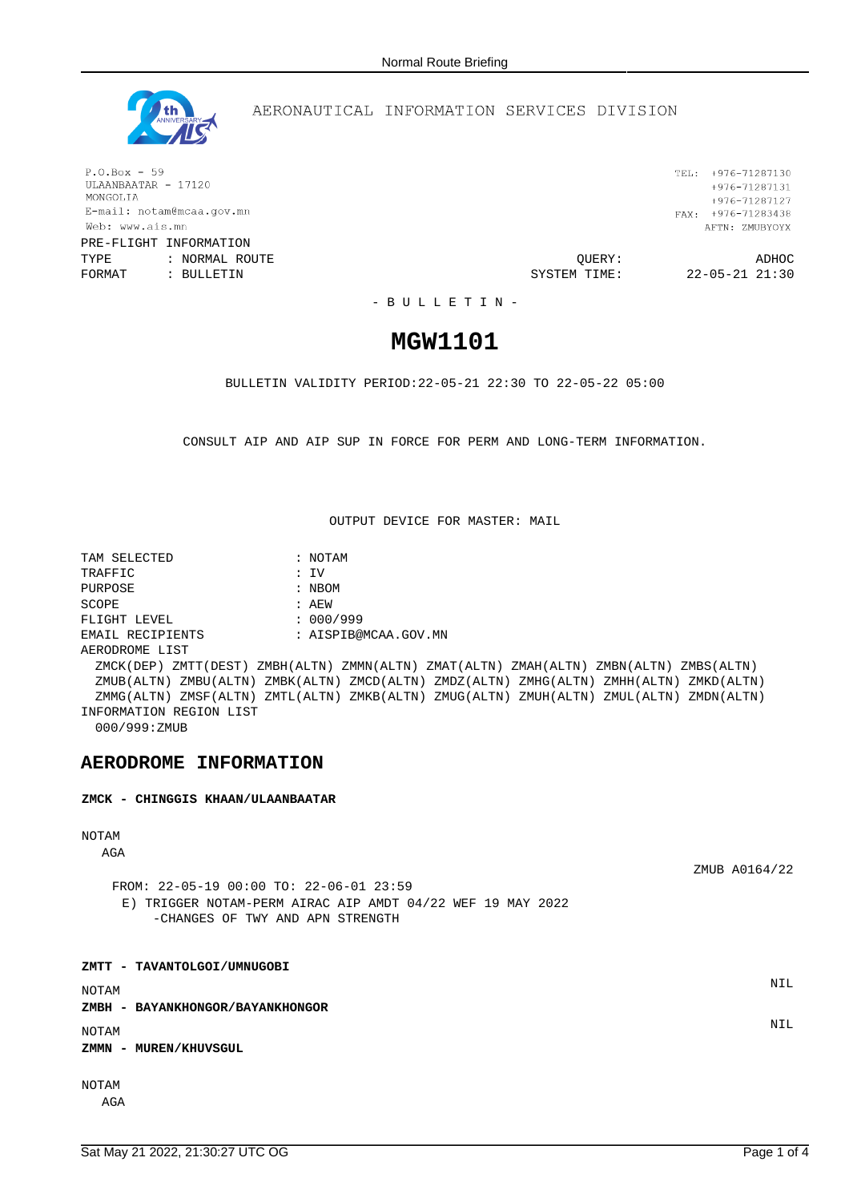AERONAUTICAL INFORMATION SERVICES DIVISION

P.O.Box - 59
ULAANBAATAR - 17120
MONGOLIA
E-mail: notam@mcaa.gov.mn
Web: www.ais.mn

TEL: +976-71287130
+976-71287131
+976-71287127
FAX: +976-71283438
AFTN: ZMUBYOYX

PRE-FLIGHT INFORMATION

TYPE : NORMAL ROUTE
FORMAT : BULLETIN

QUERY: ADHOC
SYSTEM TIME: 22-05-21 21:30

- B U L L E T I N -

# MGW1101

BULLETIN VALIDITY PERIOD:22-05-21 22:30 TO 22-05-22 05:00

CONSULT AIP AND AIP SUP IN FORCE FOR PERM AND LONG-TERM INFORMATION.

OUTPUT DEVICE FOR MASTER: MAIL

TAM SELECTED : NOTAM
TRAFFIC : IV
PURPOSE : NBOM
SCOPE : AEW
FLIGHT LEVEL : 000/999
EMAIL RECIPIENTS : AISPIB@MCAA.GOV.MN

AERODROME LIST

ZMCK(DEP) ZMTT(DEST) ZMBH(ALTN) ZMMN(ALTN) ZMAT(ALTN) ZMAH(ALTN) ZMBN(ALTN) ZMBS(ALTN) ZMUB(ALTN) ZMBU(ALTN) ZMBK(ALTN) ZMCD(ALTN) ZMDZ(ALTN) ZMHG(ALTN) ZMHH(ALTN) ZMKD(ALTN) ZMMG(ALTN) ZMSF(ALTN) ZMTL(ALTN) ZMKB(ALTN) ZMUG(ALTN) ZMUH(ALTN) ZMUL(ALTN) ZMDN(ALTN)

INFORMATION REGION LIST

000/999:ZMUB

## AERODROME INFORMATION

**ZMCK - CHINGGIS KHAAN/ULAANBAATAR**

NOTAM

AGA

ZMUB A0164/22

FROM: 22-05-19 00:00 TO: 22-06-01 23:59

E) TRIGGER NOTAM-PERM AIRAC AIP AMDT 04/22 WEF 19 MAY 2022
-CHANGES OF TWY AND APN STRENGTH

**ZMTT - TAVANTOLGOI/UMNUGOBI**

NOTAM

NIL

**ZMBH - BAYANKHONGOR/BAYANKHONGOR**

NOTAM

NIL

**ZMMN - MUREN/KHUVSGUL**

NOTAM

AGA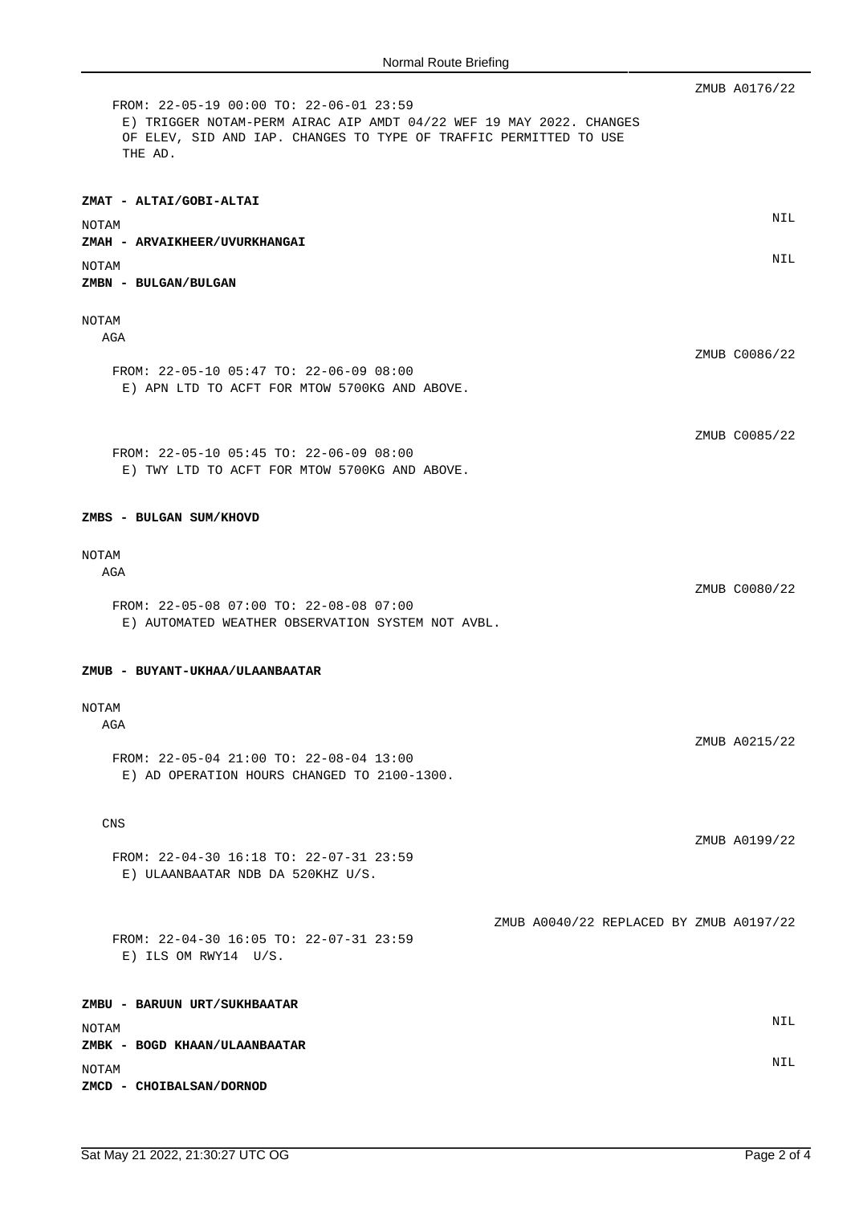ZMUB A0176/22

FROM: 22-05-19 00:00 TO: 22-06-01 23:59
E) TRIGGER NOTAM-PERM AIRAC AIP AMDT 04/22 WEF 19 MAY 2022. CHANGES OF ELEV, SID AND IAP. CHANGES TO TYPE OF TRAFFIC PERMITTED TO USE THE AD.

**ZMAT - ALTAI/GOBI-ALTAI**

NOTAM

NIL

**ZMAH - ARVAIKHEER/UVURKHANGAI**

NOTAM

NIL

**ZMBN - BULGAN/BULGAN**

NOTAM

AGA

ZMUB C0086/22

FROM: 22-05-10 05:47 TO: 22-06-09 08:00
E) APN LTD TO ACFT FOR MTOW 5700KG AND ABOVE.

ZMUB C0085/22

FROM: 22-05-10 05:45 TO: 22-06-09 08:00
E) TWY LTD TO ACFT FOR MTOW 5700KG AND ABOVE.

**ZMBS - BULGAN SUM/KHOVD**

NOTAM

AGA

ZMUB C0080/22

FROM: 22-05-08 07:00 TO: 22-08-08 07:00
E) AUTOMATED WEATHER OBSERVATION SYSTEM NOT AVBL.

**ZMUB - BUYANT-UKHAA/ULAANBAATAR**

NOTAM

AGA

ZMUB A0215/22

FROM: 22-05-04 21:00 TO: 22-08-04 13:00
E) AD OPERATION HOURS CHANGED TO 2100-1300.

CNS

ZMUB A0199/22

FROM: 22-04-30 16:18 TO: 22-07-31 23:59
E) ULAANBAATAR NDB DA 520KHZ U/S.

ZMUB A0040/22 REPLACED BY ZMUB A0197/22

FROM: 22-04-30 16:05 TO: 22-07-31 23:59
E) ILS OM RWY14 U/S.

**ZMBU - BARUUN URT/SUKHBAATAR**

NOTAM

NIL

**ZMBK - BOGD KHAAN/ULAANBAATAR**

NOTAM

NIL

**ZMCD - CHOIBALSAN/DORNOD**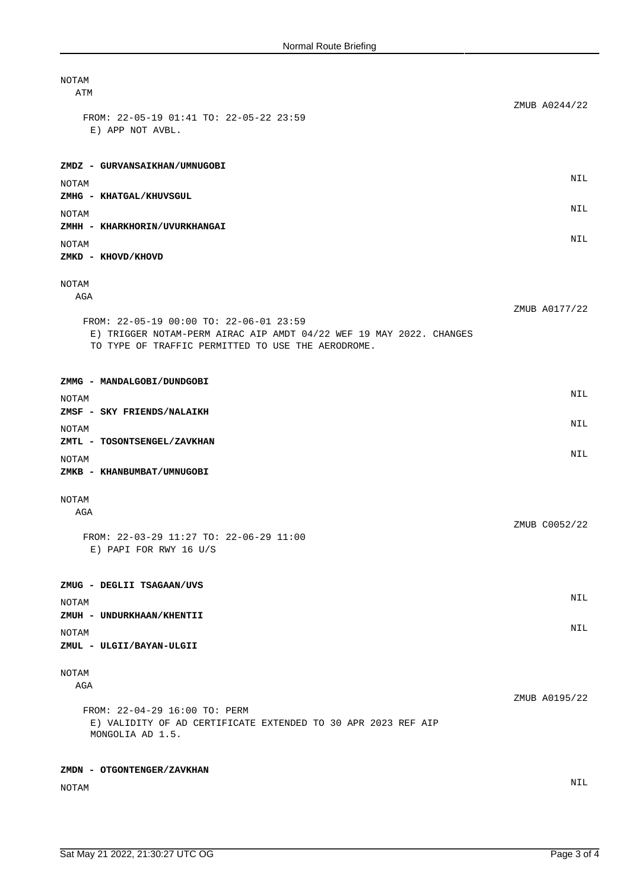NOTAM

ATM

ZMUB A0244/22

FROM: 22-05-19 01:41 TO: 22-05-22 23:59

E) APP NOT AVBL.

**ZMDZ - GURVANSAIKHAN/UMNUGOBI**

NOTAM NIL

**ZMHG - KHATGAL/KHUVSGUL**

NOTAM NIL

**ZMHH - KHARKHORIN/UVURKHANGAI**

NOTAM NIL

**ZMKD - KHOVD/KHOVD**

NOTAM

AGA

ZMUB A0177/22

FROM: 22-05-19 00:00 TO: 22-06-01 23:59

E) TRIGGER NOTAM-PERM AIRAC AIP AMDT 04/22 WEF 19 MAY 2022. CHANGES TO TYPE OF TRAFFIC PERMITTED TO USE THE AERODROME.

**ZMMG - MANDALGOBI/DUNDGOBI**

NOTAM NIL

**ZMSF - SKY FRIENDS/NALAIKH**

NOTAM NIL

**ZMTL - TOSONTSENGEL/ZAVKHAN**

NOTAM NIL

**ZMKB - KHANBUMBAT/UMNUGOBI**

NOTAM

AGA

ZMUB C0052/22

FROM: 22-03-29 11:27 TO: 22-06-29 11:00

E) PAPI FOR RWY 16 U/S

**ZMUG - DEGLII TSAGAAN/UVS**

NOTAM NIL

**ZMUH - UNDURKHAAN/KHENTII**

NOTAM NIL

**ZMUL - ULGII/BAYAN-ULGII**

NOTAM

AGA

ZMUB A0195/22

FROM: 22-04-29 16:00 TO: PERM

E) VALIDITY OF AD CERTIFICATE EXTENDED TO 30 APR 2023 REF AIP MONGOLIA AD 1.5.

**ZMDN - OTGONTENGER/ZAVKHAN**

NOTAM NIL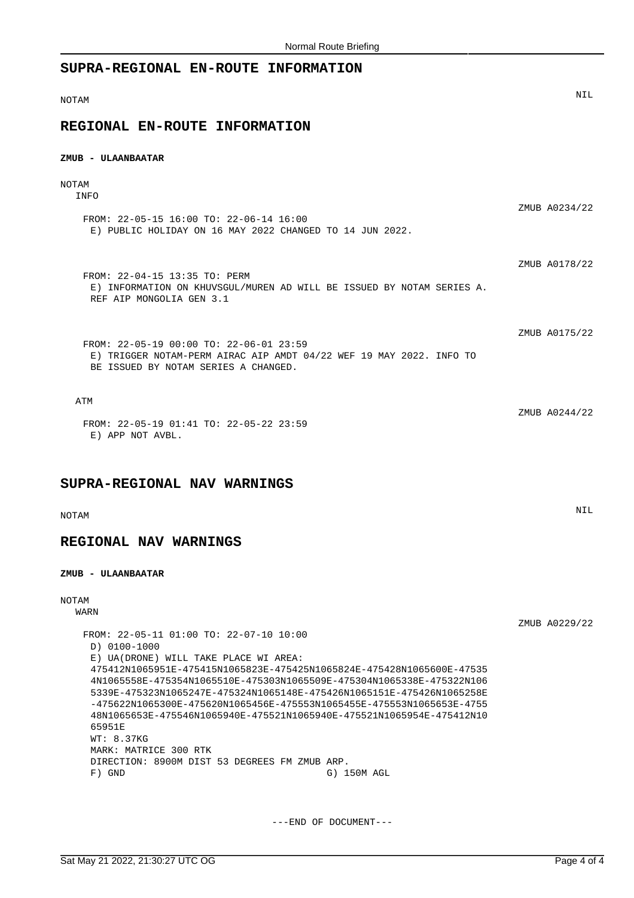## SUPRA-REGIONAL EN-ROUTE INFORMATION

NOTAM NIL

## REGIONAL EN-ROUTE INFORMATION

**ZMUB - ULAANBAATAR**

NOTAM
INFO

ZMUB A0234/22

FROM: 22-05-15 16:00 TO: 22-06-14 16:00
E) PUBLIC HOLIDAY ON 16 MAY 2022 CHANGED TO 14 JUN 2022.

ZMUB A0178/22

FROM: 22-04-15 13:35 TO: PERM
E) INFORMATION ON KHUVSGUL/MUREN AD WILL BE ISSUED BY NOTAM SERIES A.
REF AIP MONGOLIA GEN 3.1

ZMUB A0175/22

FROM: 22-05-19 00:00 TO: 22-06-01 23:59
E) TRIGGER NOTAM-PERM AIRAC AIP AMDT 04/22 WEF 19 MAY 2022. INFO TO
BE ISSUED BY NOTAM SERIES A CHANGED.

ATM

ZMUB A0244/22

FROM: 22-05-19 01:41 TO: 22-05-22 23:59
E) APP NOT AVBL.

## SUPRA-REGIONAL NAV WARNINGS

NOTAM NIL

## REGIONAL NAV WARNINGS

**ZMUB - ULAANBAATAR**

NOTAM
WARN

ZMUB A0229/22

FROM: 22-05-11 01:00 TO: 22-07-10 10:00
D) 0100-1000
E) UA(DRONE) WILL TAKE PLACE WI AREA:
475412N1065951E-475415N1065823E-475425N1065824E-475428N1065600E-47535
4N1065558E-475354N1065510E-475303N1065509E-475304N1065338E-475322N106
5339E-475323N1065247E-475324N1065148E-475426N1065151E-475426N1065258E
-475622N1065300E-475620N1065456E-475553N1065455E-475553N1065653E-4755
48N1065653E-475546N1065940E-475521N1065940E-475521N1065954E-475412N10
65951E
WT: 8.37KG
MARK: MATRICE 300 RTK
DIRECTION: 8900M DIST 53 DEGREES FM ZMUB ARP.
F) GND G) 150M AGL

---END OF DOCUMENT---